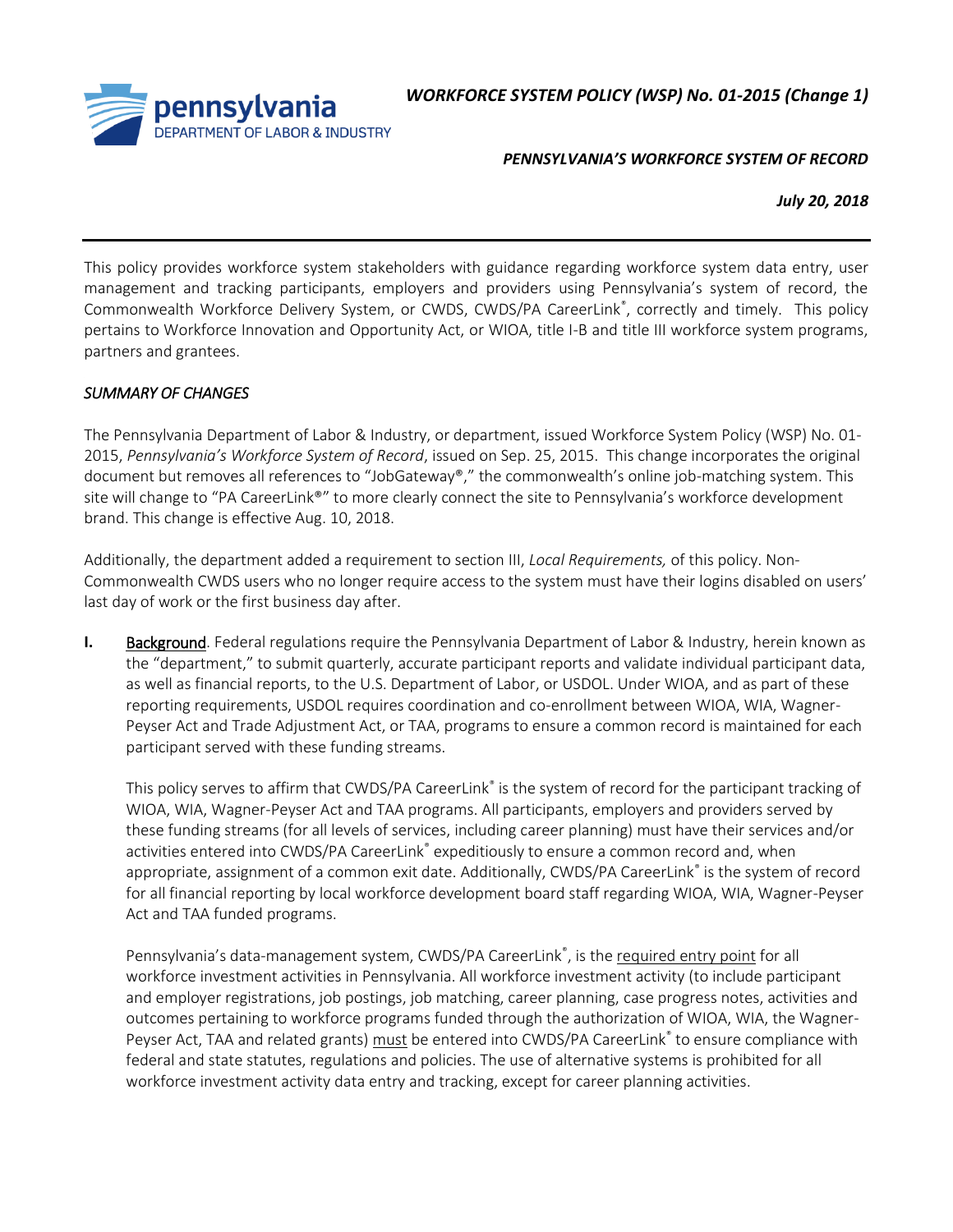pennsylvania
DEPARTMENT OF LABOR & INDUSTRY

***WORKFORCE SYSTEM POLICY (WSP) No. 01-2015 (Change 1)***

***PENNSYLVANIA'S WORKFORCE SYSTEM OF RECORD***

***July 20, 2018***

---

This policy provides workforce system stakeholders with guidance regarding workforce system data entry, user management and tracking participants, employers and providers using Pennsylvania's system of record, the Commonwealth Workforce Delivery System, or CWDS, CWDS/PA CareerLink®, correctly and timely. This policy pertains to Workforce Innovation and Opportunity Act, or WIOA, title I-B and title III workforce system programs, partners and grantees.

*SUMMARY OF CHANGES*

The Pennsylvania Department of Labor & Industry, or department, issued Workforce System Policy (WSP) No. 01-2015, *Pennsylvania's Workforce System of Record*, issued on Sep. 25, 2015. This change incorporates the original document but removes all references to "JobGateway®," the commonwealth's online job-matching system. This site will change to "PA CareerLink®" to more clearly connect the site to Pennsylvania's workforce development brand. This change is effective Aug. 10, 2018.

Additionally, the department added a requirement to section III, *Local Requirements,* of this policy. Non-Commonwealth CWDS users who no longer require access to the system must have their logins disabled on users' last day of work or the first business day after.

**I.** Background. Federal regulations require the Pennsylvania Department of Labor & Industry, herein known as the "department," to submit quarterly, accurate participant reports and validate individual participant data, as well as financial reports, to the U.S. Department of Labor, or USDOL. Under WIOA, and as part of these reporting requirements, USDOL requires coordination and co-enrollment between WIOA, WIA, Wagner-Peyser Act and Trade Adjustment Act, or TAA, programs to ensure a common record is maintained for each participant served with these funding streams.

This policy serves to affirm that CWDS/PA CareerLink® is the system of record for the participant tracking of WIOA, WIA, Wagner-Peyser Act and TAA programs. All participants, employers and providers served by these funding streams (for all levels of services, including career planning) must have their services and/or activities entered into CWDS/PA CareerLink® expeditiously to ensure a common record and, when appropriate, assignment of a common exit date. Additionally, CWDS/PA CareerLink® is the system of record for all financial reporting by local workforce development board staff regarding WIOA, WIA, Wagner-Peyser Act and TAA funded programs.

Pennsylvania's data-management system, CWDS/PA CareerLink®, is the required entry point for all workforce investment activities in Pennsylvania. All workforce investment activity (to include participant and employer registrations, job postings, job matching, career planning, case progress notes, activities and outcomes pertaining to workforce programs funded through the authorization of WIOA, WIA, the Wagner-Peyser Act, TAA and related grants) must be entered into CWDS/PA CareerLink® to ensure compliance with federal and state statutes, regulations and policies. The use of alternative systems is prohibited for all workforce investment activity data entry and tracking, except for career planning activities.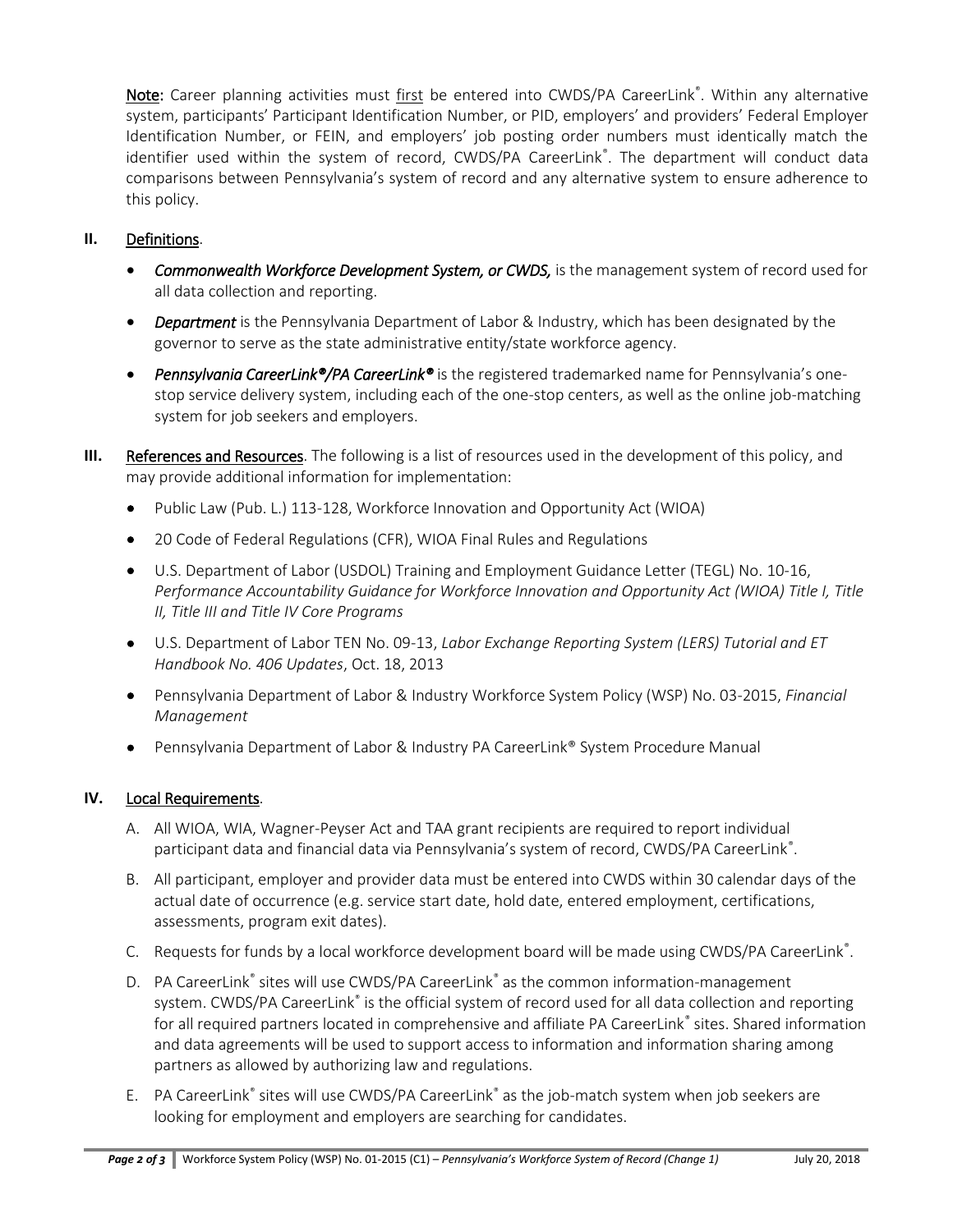**Note:** Career planning activities must first be entered into CWDS/PA CareerLink®. Within any alternative system, participants' Participant Identification Number, or PID, employers' and providers' Federal Employer Identification Number, or FEIN, and employers' job posting order numbers must identically match the identifier used within the system of record, CWDS/PA CareerLink®. The department will conduct data comparisons between Pennsylvania's system of record and any alternative system to ensure adherence to this policy.

## II. Definitions.

- *Commonwealth Workforce Development System, or CWDS,* is the management system of record used for all data collection and reporting.
- *Department* is the Pennsylvania Department of Labor & Industry, which has been designated by the governor to serve as the state administrative entity/state workforce agency.
- *Pennsylvania CareerLink®/PA CareerLink®* is the registered trademarked name for Pennsylvania's one-stop service delivery system, including each of the one-stop centers, as well as the online job-matching system for job seekers and employers.

## III. References and Resources.

The following is a list of resources used in the development of this policy, and may provide additional information for implementation:

- Public Law (Pub. L.) 113-128, Workforce Innovation and Opportunity Act (WIOA)
- 20 Code of Federal Regulations (CFR), WIOA Final Rules and Regulations
- U.S. Department of Labor (USDOL) Training and Employment Guidance Letter (TEGL) No. 10-16, *Performance Accountability Guidance for Workforce Innovation and Opportunity Act (WIOA) Title I, Title II, Title III and Title IV Core Programs*
- U.S. Department of Labor TEN No. 09-13, *Labor Exchange Reporting System (LERS) Tutorial and ET Handbook No. 406 Updates*, Oct. 18, 2013
- Pennsylvania Department of Labor & Industry Workforce System Policy (WSP) No. 03-2015, *Financial Management*
- Pennsylvania Department of Labor & Industry PA CareerLink® System Procedure Manual

## IV. Local Requirements.

A. All WIOA, WIA, Wagner-Peyser Act and TAA grant recipients are required to report individual participant data and financial data via Pennsylvania's system of record, CWDS/PA CareerLink®.

B. All participant, employer and provider data must be entered into CWDS within 30 calendar days of the actual date of occurrence (e.g. service start date, hold date, entered employment, certifications, assessments, program exit dates).

C. Requests for funds by a local workforce development board will be made using CWDS/PA CareerLink®.

D. PA CareerLink® sites will use CWDS/PA CareerLink® as the common information-management system. CWDS/PA CareerLink® is the official system of record used for all data collection and reporting for all required partners located in comprehensive and affiliate PA CareerLink® sites. Shared information and data agreements will be used to support access to information and information sharing among partners as allowed by authorizing law and regulations.

E. PA CareerLink® sites will use CWDS/PA CareerLink® as the job-match system when job seekers are looking for employment and employers are searching for candidates.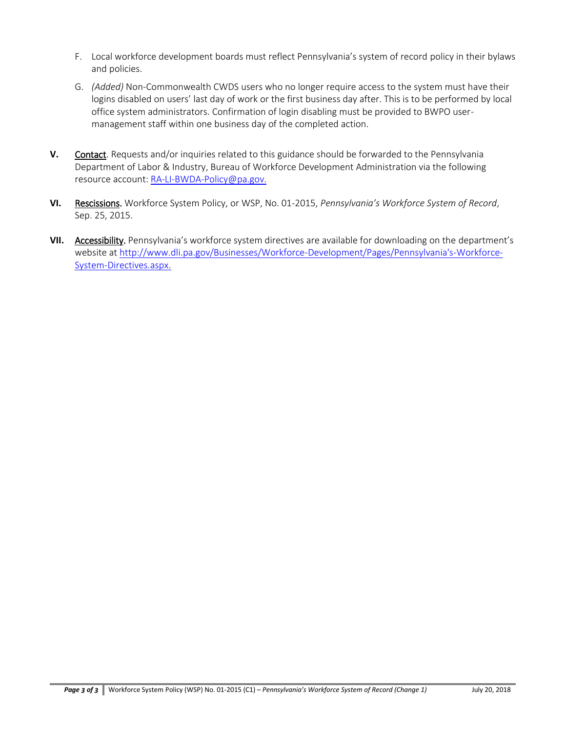F. Local workforce development boards must reflect Pennsylvania's system of record policy in their bylaws and policies.

G. *(Added)* Non-Commonwealth CWDS users who no longer require access to the system must have their logins disabled on users' last day of work or the first business day after. This is to be performed by local office system administrators. Confirmation of login disabling must be provided to BWPO user-management staff within one business day of the completed action.

**V.** Contact. Requests and/or inquiries related to this guidance should be forwarded to the Pennsylvania Department of Labor & Industry, Bureau of Workforce Development Administration via the following resource account: RA-LI-BWDA-Policy@pa.gov.

**VI.** Rescissions. Workforce System Policy, or WSP, No. 01-2015, *Pennsylvania's Workforce System of Record*, Sep. 25, 2015.

**VII.** Accessibility. Pennsylvania's workforce system directives are available for downloading on the department's website at http://www.dli.pa.gov/Businesses/Workforce-Development/Pages/Pennsylvania's-Workforce-System-Directives.aspx.